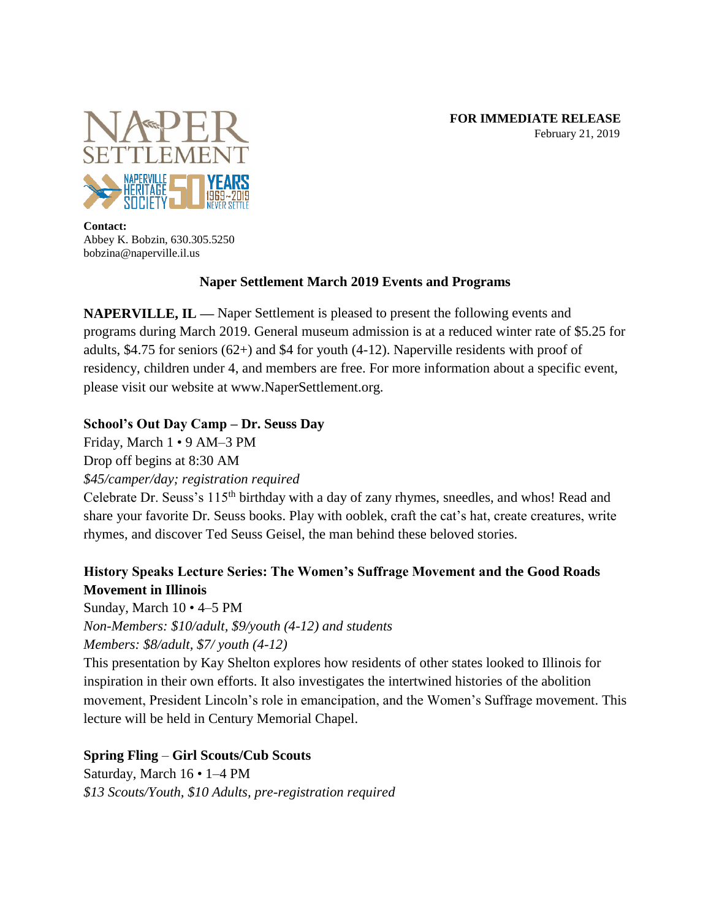**FOR IMMEDIATE RELEASE**
February 21, 2019

**Contact:**
Abbey K. Bobzin, 630.305.5250
bobzina@naperville.il.us

## Naper Settlement March 2019 Events and Programs

**NAPERVILLE, IL —** Naper Settlement is pleased to present the following events and programs during March 2019. General museum admission is at a reduced winter rate of $5.25 for adults, $4.75 for seniors (62+) and $4 for youth (4-12). Naperville residents with proof of residency, children under 4, and members are free. For more information about a specific event, please visit our website at www.NaperSettlement.org.

### School's Out Day Camp – Dr. Seuss Day

Friday, March 1 • 9 AM–3 PM
Drop off begins at 8:30 AM
*$45/camper/day; registration required*
Celebrate Dr. Seuss's 115th birthday with a day of zany rhymes, sneedles, and whos! Read and share your favorite Dr. Seuss books. Play with ooblek, craft the cat's hat, create creatures, write rhymes, and discover Ted Seuss Geisel, the man behind these beloved stories.

### History Speaks Lecture Series: The Women's Suffrage Movement and the Good Roads Movement in Illinois

Sunday, March 10 • 4–5 PM
*Non-Members: $10/adult, $9/youth (4-12) and students*
*Members: $8/adult, $7/ youth (4-12)*
This presentation by Kay Shelton explores how residents of other states looked to Illinois for inspiration in their own efforts. It also investigates the intertwined histories of the abolition movement, President Lincoln's role in emancipation, and the Women's Suffrage movement. This lecture will be held in Century Memorial Chapel.

### Spring Fling – Girl Scouts/Cub Scouts

Saturday, March 16 • 1–4 PM
*$13 Scouts/Youth, $10 Adults, pre-registration required*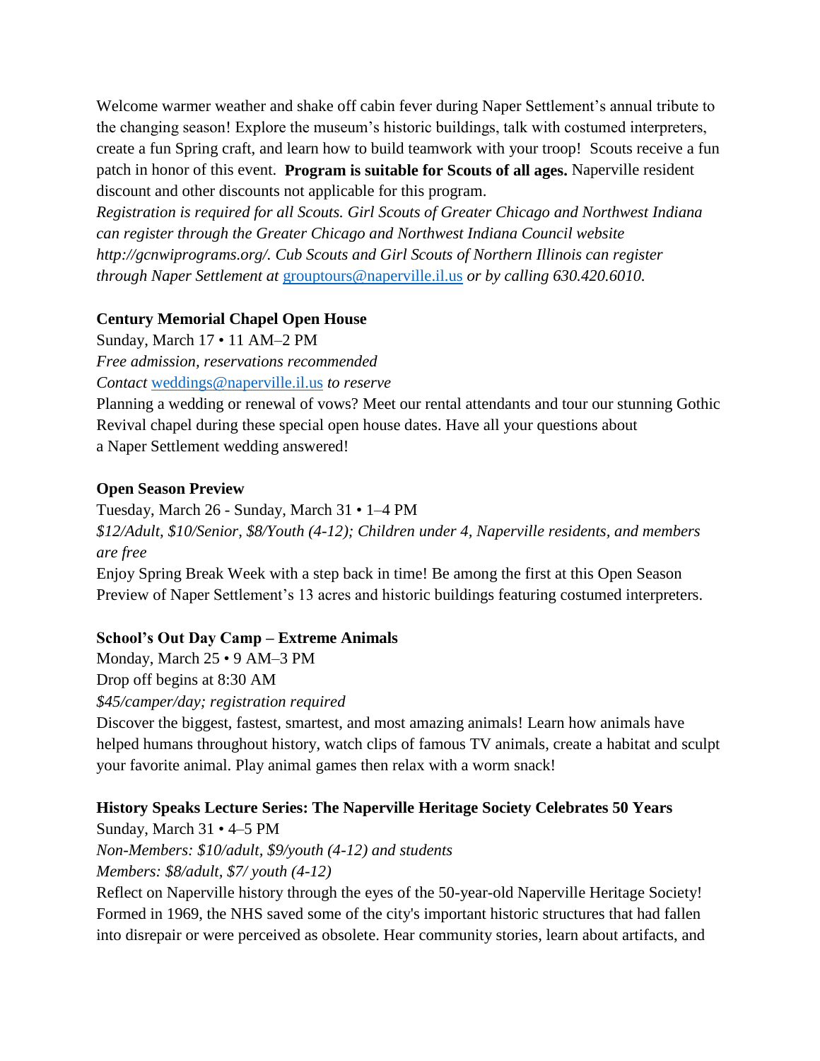Welcome warmer weather and shake off cabin fever during Naper Settlement's annual tribute to the changing season! Explore the museum's historic buildings, talk with costumed interpreters, create a fun Spring craft, and learn how to build teamwork with your troop! Scouts receive a fun patch in honor of this event. **Program is suitable for Scouts of all ages.** Naperville resident discount and other discounts not applicable for this program.
*Registration is required for all Scouts. Girl Scouts of Greater Chicago and Northwest Indiana can register through the Greater Chicago and Northwest Indiana Council website http://gcnwiprograms.org/. Cub Scouts and Girl Scouts of Northern Illinois can register through Naper Settlement at* grouptours@naperville.il.us *or by calling 630.420.6010.*

**Century Memorial Chapel Open House**
Sunday, March 17 • 11 AM–2 PM
*Free admission, reservations recommended*
*Contact* weddings@naperville.il.us *to reserve*
Planning a wedding or renewal of vows? Meet our rental attendants and tour our stunning Gothic Revival chapel during these special open house dates. Have all your questions about a Naper Settlement wedding answered!

**Open Season Preview**
Tuesday, March 26 - Sunday, March 31 • 1–4 PM
*$12/Adult, $10/Senior, $8/Youth (4-12); Children under 4, Naperville residents, and members are free*
Enjoy Spring Break Week with a step back in time! Be among the first at this Open Season Preview of Naper Settlement's 13 acres and historic buildings featuring costumed interpreters.

**School's Out Day Camp – Extreme Animals**
Monday, March 25 • 9 AM–3 PM
Drop off begins at 8:30 AM
*$45/camper/day; registration required*
Discover the biggest, fastest, smartest, and most amazing animals! Learn how animals have helped humans throughout history, watch clips of famous TV animals, create a habitat and sculpt your favorite animal. Play animal games then relax with a worm snack!

**History Speaks Lecture Series: The Naperville Heritage Society Celebrates 50 Years**
Sunday, March 31 • 4–5 PM
*Non-Members: $10/adult, $9/youth (4-12) and students*
*Members: $8/adult, $7/ youth (4-12)*
Reflect on Naperville history through the eyes of the 50-year-old Naperville Heritage Society! Formed in 1969, the NHS saved some of the city's important historic structures that had fallen into disrepair or were perceived as obsolete. Hear community stories, learn about artifacts, and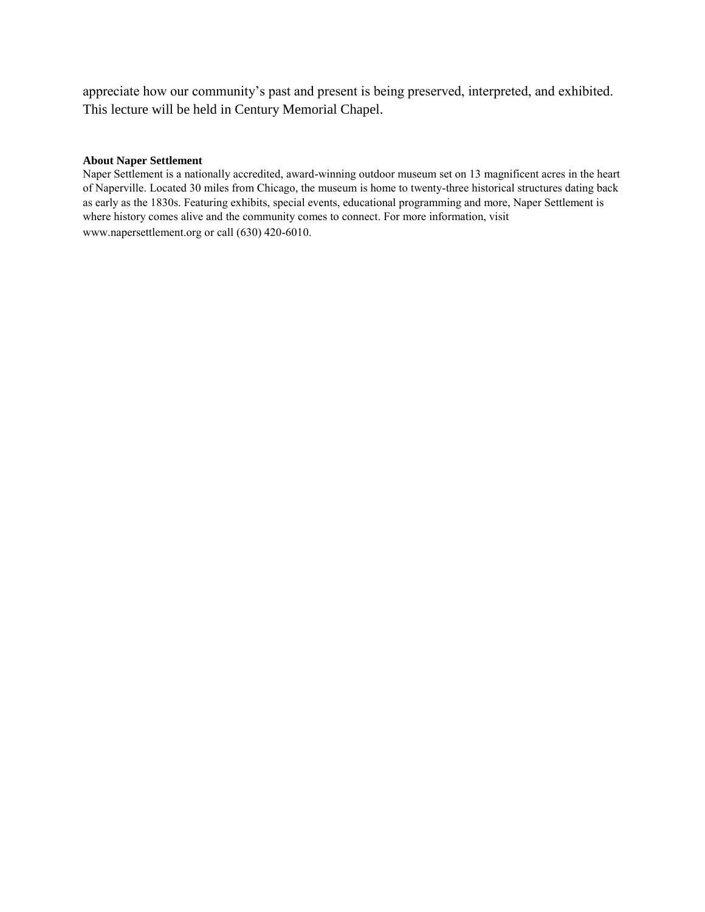appreciate how our community's past and present is being preserved, interpreted, and exhibited. This lecture will be held in Century Memorial Chapel.

**About Naper Settlement**

Naper Settlement is a nationally accredited, award-winning outdoor museum set on 13 magnificent acres in the heart of Naperville. Located 30 miles from Chicago, the museum is home to twenty-three historical structures dating back as early as the 1830s. Featuring exhibits, special events, educational programming and more, Naper Settlement is where history comes alive and the community comes to connect. For more information, visit www.napersettlement.org or call (630) 420-6010.